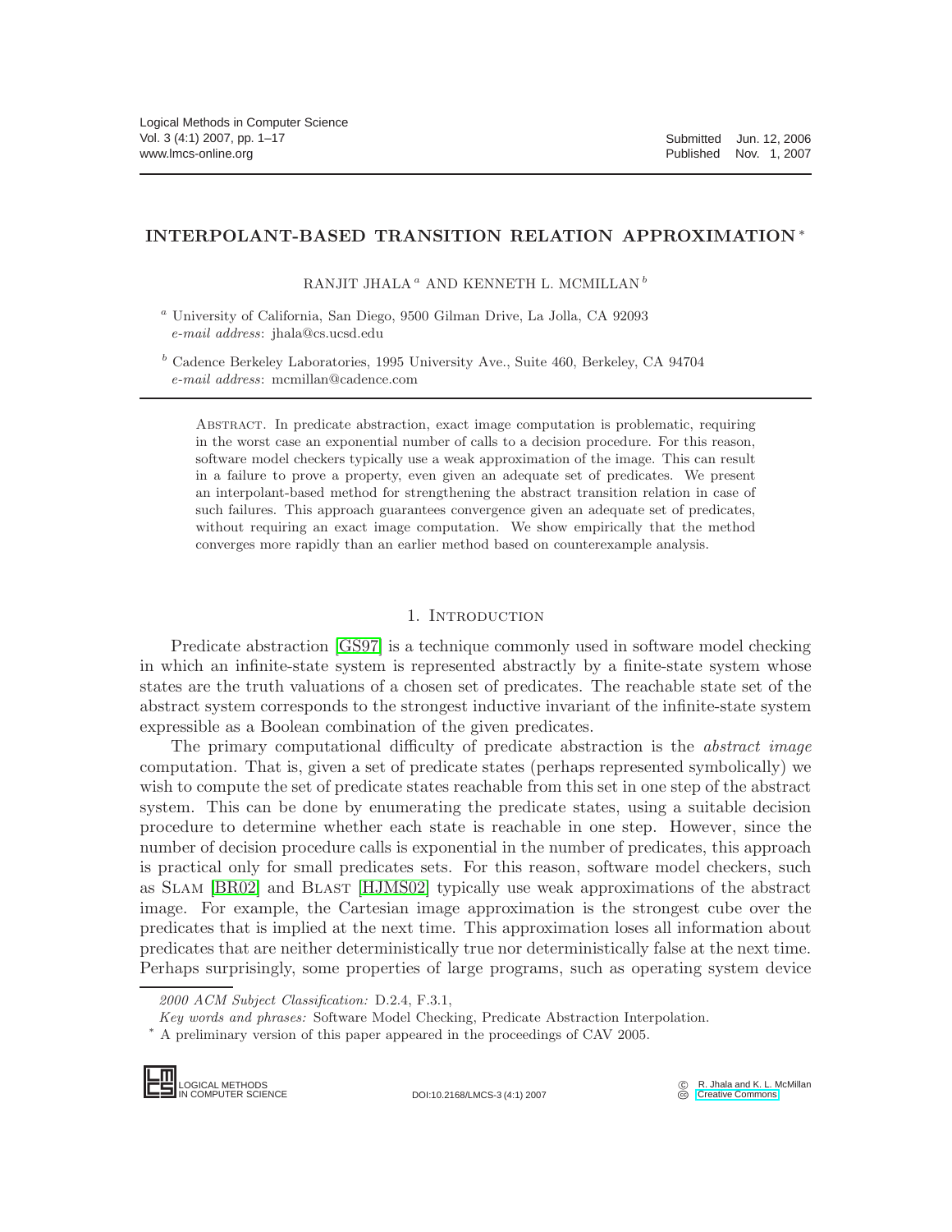# INTERPOLANT-BASED TRANSITION RELATION APPROXIMATION *

RANJIT JHALA [a] AND KENNETH L. MCMILLAN [b]

[a] University of California, San Diego, 9500 Gilman Drive, La Jolla, CA 92093
*e-mail address*: jhala@cs.ucsd.edu

[b] Cadence Berkeley Laboratories, 1995 University Ave., Suite 460, Berkeley, CA 94704
*e-mail address*: mcmillan@cadence.com

ABSTRACT. In predicate abstraction, exact image computation is problematic, requiring in the worst case an exponential number of calls to a decision procedure. For this reason, software model checkers typically use a weak approximation of the image. This can result in a failure to prove a property, even given an adequate set of predicates. We present an interpolant-based method for strengthening the abstract transition relation in case of such failures. This approach guarantees convergence given an adequate set of predicates, without requiring an exact image computation. We show empirically that the method converges more rapidly than an earlier method based on counterexample analysis.

## 1. Introduction

Predicate abstraction [GS97] is a technique commonly used in software model checking in which an infinite-state system is represented abstractly by a finite-state system whose states are the truth valuations of a chosen set of predicates. The reachable state set of the abstract system corresponds to the strongest inductive invariant of the infinite-state system expressible as a Boolean combination of the given predicates.

The primary computational difficulty of predicate abstraction is the *abstract image* computation. That is, given a set of predicate states (perhaps represented symbolically) we wish to compute the set of predicate states reachable from this set in one step of the abstract system. This can be done by enumerating the predicate states, using a suitable decision procedure to determine whether each state is reachable in one step. However, since the number of decision procedure calls is exponential in the number of predicates, this approach is practical only for small predicates sets. For this reason, software model checkers, such as SLAM [BR02] and BLAST [HJMS02] typically use weak approximations of the abstract image. For example, the Cartesian image approximation is the strongest cube over the predicates that is implied at the next time. This approximation loses all information about predicates that are neither deterministically true nor deterministically false at the next time. Perhaps surprisingly, some properties of large programs, such as operating system device

*2000 ACM Subject Classification:* D.2.4, F.3.1,

*Key words and phrases:* Software Model Checking, Predicate Abstraction Interpolation.

* A preliminary version of this paper appeared in the proceedings of CAV 2005.

DOI:10.2168/LMCS-3 (4:1) 2007

© R. Jhala and K. L. McMillan
Creative Commons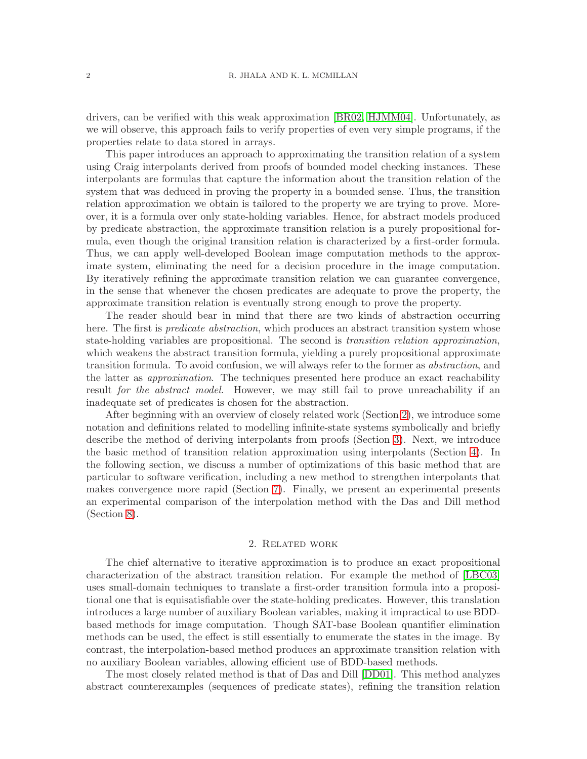drivers, can be verified with this weak approximation [BR02, HJMM04]. Unfortunately, as we will observe, this approach fails to verify properties of even very simple programs, if the properties relate to data stored in arrays.

This paper introduces an approach to approximating the transition relation of a system using Craig interpolants derived from proofs of bounded model checking instances. These interpolants are formulas that capture the information about the transition relation of the system that was deduced in proving the property in a bounded sense. Thus, the transition relation approximation we obtain is tailored to the property we are trying to prove. Moreover, it is a formula over only state-holding variables. Hence, for abstract models produced by predicate abstraction, the approximate transition relation is a purely propositional formula, even though the original transition relation is characterized by a first-order formula. Thus, we can apply well-developed Boolean image computation methods to the approximate system, eliminating the need for a decision procedure in the image computation. By iteratively refining the approximate transition relation we can guarantee convergence, in the sense that whenever the chosen predicates are adequate to prove the property, the approximate transition relation is eventually strong enough to prove the property.

The reader should bear in mind that there are two kinds of abstraction occurring here. The first is *predicate abstraction*, which produces an abstract transition system whose state-holding variables are propositional. The second is *transition relation approximation*, which weakens the abstract transition formula, yielding a purely propositional approximate transition formula. To avoid confusion, we will always refer to the former as *abstraction*, and the latter as *approximation*. The techniques presented here produce an exact reachability result *for the abstract model*. However, we may still fail to prove unreachability if an inadequate set of predicates is chosen for the abstraction.

After beginning with an overview of closely related work (Section 2), we introduce some notation and definitions related to modelling infinite-state systems symbolically and briefly describe the method of deriving interpolants from proofs (Section 3). Next, we introduce the basic method of transition relation approximation using interpolants (Section 4). In the following section, we discuss a number of optimizations of this basic method that are particular to software verification, including a new method to strengthen interpolants that makes convergence more rapid (Section 7). Finally, we present an experimental presents an experimental comparison of the interpolation method with the Das and Dill method (Section 8).

## 2. Related work

The chief alternative to iterative approximation is to produce an exact propositional characterization of the abstract transition relation. For example the method of [LBC03] uses small-domain techniques to translate a first-order transition formula into a propositional one that is equisatisfiable over the state-holding predicates. However, this translation introduces a large number of auxiliary Boolean variables, making it impractical to use BDD-based methods for image computation. Though SAT-base Boolean quantifier elimination methods can be used, the effect is still essentially to enumerate the states in the image. By contrast, the interpolation-based method produces an approximate transition relation with no auxiliary Boolean variables, allowing efficient use of BDD-based methods.

The most closely related method is that of Das and Dill [DD01]. This method analyzes abstract counterexamples (sequences of predicate states), refining the transition relation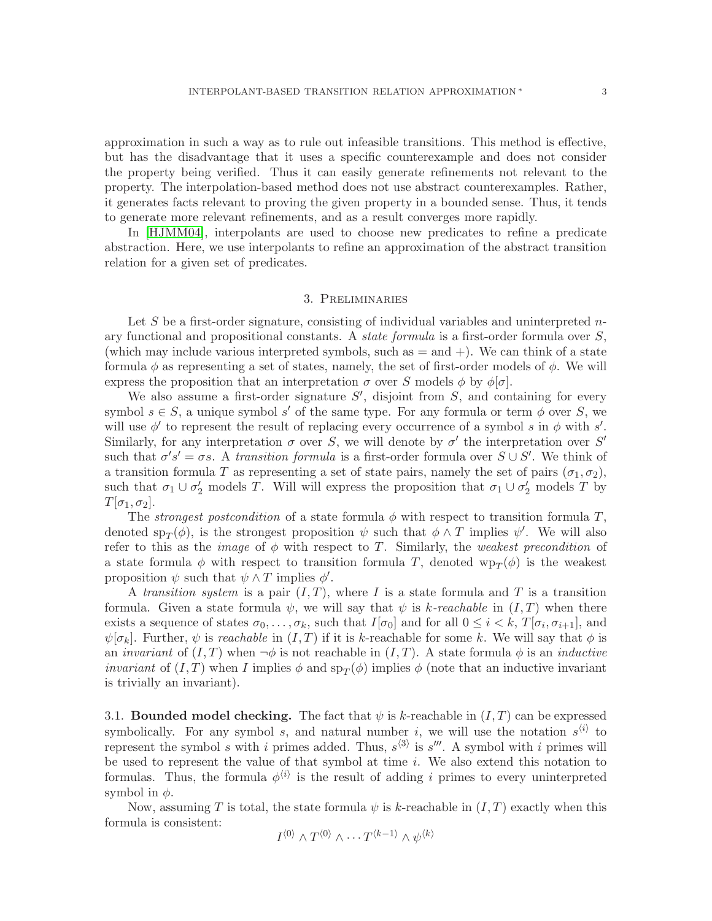approximation in such a way as to rule out infeasible transitions. This method is effective, but has the disadvantage that it uses a specific counterexample and does not consider the property being verified. Thus it can easily generate refinements not relevant to the property. The interpolation-based method does not use abstract counterexamples. Rather, it generates facts relevant to proving the given property in a bounded sense. Thus, it tends to generate more relevant refinements, and as a result converges more rapidly.

In [HJMM04], interpolants are used to choose new predicates to refine a predicate abstraction. Here, we use interpolants to refine an approximation of the abstract transition relation for a given set of predicates.

## 3. Preliminaries

Let $S$ be a first-order signature, consisting of individual variables and uninterpreted $n$-ary functional and propositional constants. A *state formula* is a first-order formula over $S$, (which may include various interpreted symbols, such as $=$ and $+$). We can think of a state formula $\phi$ as representing a set of states, namely, the set of first-order models of $\phi$. We will express the proposition that an interpretation $\sigma$ over $S$ models $\phi$ by $\phi[\sigma]$.

We also assume a first-order signature $S'$, disjoint from $S$, and containing for every symbol $s \in S$, a unique symbol $s'$ of the same type. For any formula or term $\phi$ over $S$, we will use $\phi'$ to represent the result of replacing every occurrence of a symbol $s$ in $\phi$ with $s'$. Similarly, for any interpretation $\sigma$ over $S$, we will denote by $\sigma'$ the interpretation over $S'$ such that $\sigma' s' = \sigma s$. A *transition formula* is a first-order formula over $S \cup S'$. We think of a transition formula $T$ as representing a set of state pairs, namely the set of pairs $(\sigma_1, \sigma_2)$, such that $\sigma_1 \cup \sigma_2'$ models $T$. Will will express the proposition that $\sigma_1 \cup \sigma_2'$ models $T$ by $T[\sigma_1, \sigma_2]$.

The *strongest postcondition* of a state formula $\phi$ with respect to transition formula $T$, denoted $\mathrm{sp}_T(\phi)$, is the strongest proposition $\psi$ such that $\phi \wedge T$ implies $\psi'$. We will also refer to this as the *image* of $\phi$ with respect to $T$. Similarly, the *weakest precondition* of a state formula $\phi$ with respect to transition formula $T$, denoted $\mathrm{wp}_T(\phi)$ is the weakest proposition $\psi$ such that $\psi \wedge T$ implies $\phi'$.

A *transition system* is a pair $(I, T)$, where $I$ is a state formula and $T$ is a transition formula. Given a state formula $\psi$, we will say that $\psi$ is *k-reachable* in $(I, T)$ when there exists a sequence of states $\sigma_0, \ldots, \sigma_k$, such that $I[\sigma_0]$ and for all $0 \leq i < k$, $T[\sigma_i, \sigma_{i+1}]$, and $\psi[\sigma_k]$. Further, $\psi$ is *reachable* in $(I, T)$ if it is $k$-reachable for some $k$. We will say that $\phi$ is an *invariant* of $(I, T)$ when $\neg\phi$ is not reachable in $(I, T)$. A state formula $\phi$ is an *inductive invariant* of $(I, T)$ when $I$ implies $\phi$ and $\mathrm{sp}_T(\phi)$ implies $\phi$ (note that an inductive invariant is trivially an invariant).

### 3.1. Bounded model checking.

The fact that $\psi$ is $k$-reachable in $(I, T)$ can be expressed symbolically. For any symbol $s$, and natural number $i$, we will use the notation $s^{\langle i \rangle}$ to represent the symbol $s$ with $i$ primes added. Thus, $s^{\langle 3 \rangle}$ is $s'''$. A symbol with $i$ primes will be used to represent the value of that symbol at time $i$. We also extend this notation to formulas. Thus, the formula $\phi^{\langle i \rangle}$ is the result of adding $i$ primes to every uninterpreted symbol in $\phi$.

Now, assuming $T$ is total, the state formula $\psi$ is $k$-reachable in $(I, T)$ exactly when this formula is consistent:

$$I^{\langle 0 \rangle} \wedge T^{\langle 0 \rangle} \wedge \cdots T^{\langle k-1 \rangle} \wedge \psi^{\langle k \rangle}$$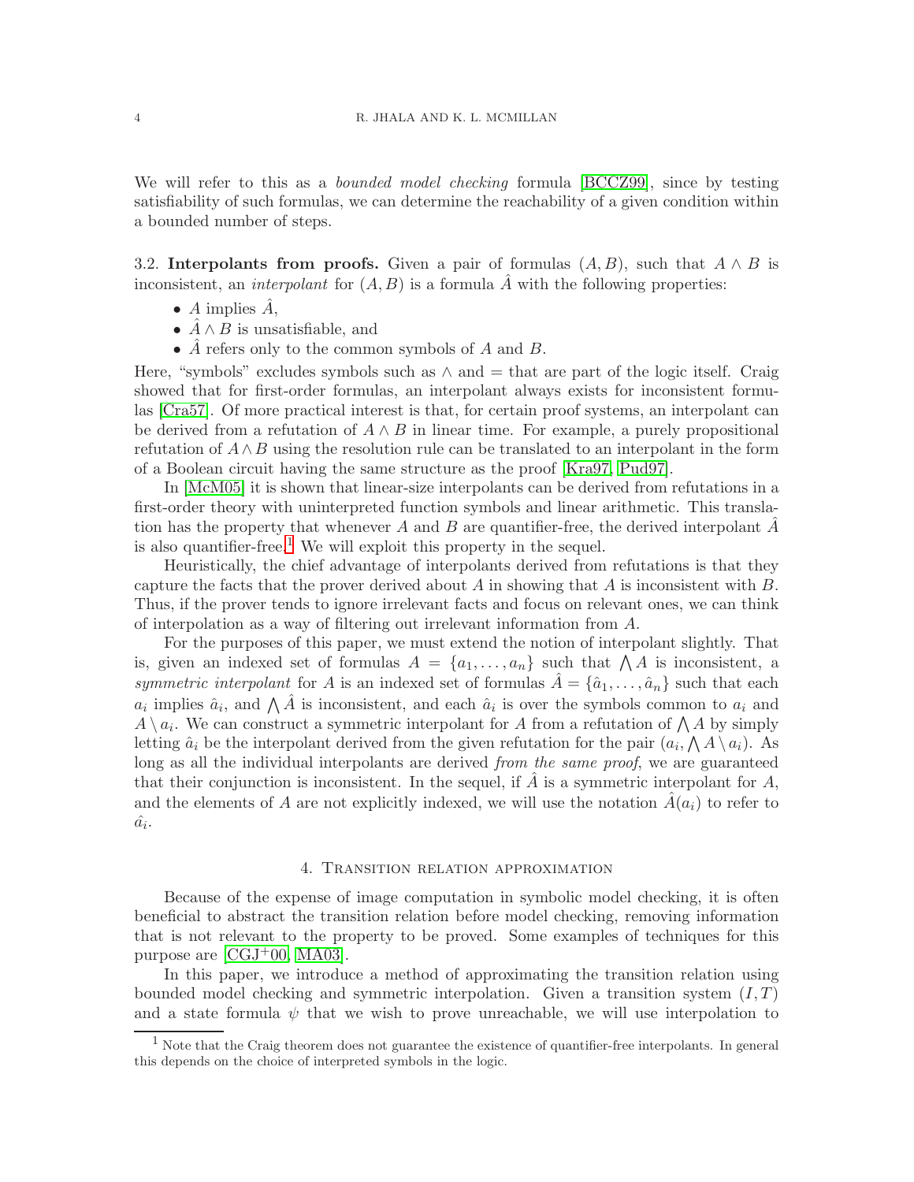We will refer to this as a *bounded model checking* formula [BCCZ99], since by testing satisfiability of such formulas, we can determine the reachability of a given condition within a bounded number of steps.

3.2. **Interpolants from proofs.** Given a pair of formulas $(A, B)$, such that $A \wedge B$ is inconsistent, an *interpolant* for $(A, B)$ is a formula $\hat{A}$ with the following properties:

- $A$ implies $\hat{A}$,
- $\hat{A} \wedge B$ is unsatisfiable, and
- $\hat{A}$ refers only to the common symbols of $A$ and $B$.

Here, "symbols" excludes symbols such as $\wedge$ and $=$ that are part of the logic itself. Craig showed that for first-order formulas, an interpolant always exists for inconsistent formulas [Cra57]. Of more practical interest is that, for certain proof systems, an interpolant can be derived from a refutation of $A \wedge B$ in linear time. For example, a purely propositional refutation of $A \wedge B$ using the resolution rule can be translated to an interpolant in the form of a Boolean circuit having the same structure as the proof [Kra97, Pud97].

In [McM05] it is shown that linear-size interpolants can be derived from refutations in a first-order theory with uninterpreted function symbols and linear arithmetic. This translation has the property that whenever $A$ and $B$ are quantifier-free, the derived interpolant $\hat{A}$ is also quantifier-free.[1] We will exploit this property in the sequel.

Heuristically, the chief advantage of interpolants derived from refutations is that they capture the facts that the prover derived about $A$ in showing that $A$ is inconsistent with $B$. Thus, if the prover tends to ignore irrelevant facts and focus on relevant ones, we can think of interpolation as a way of filtering out irrelevant information from $A$.

For the purposes of this paper, we must extend the notion of interpolant slightly. That is, given an indexed set of formulas $A = \{a_1, \ldots, a_n\}$ such that $\bigwedge A$ is inconsistent, a *symmetric interpolant* for $A$ is an indexed set of formulas $\hat{A} = \{\hat{a}_1, \ldots, \hat{a}_n\}$ such that each $a_i$ implies $\hat{a}_i$, and $\bigwedge \hat{A}$ is inconsistent, and each $\hat{a}_i$ is over the symbols common to $a_i$ and $A \setminus a_i$. We can construct a symmetric interpolant for $A$ from a refutation of $\bigwedge A$ by simply letting $\hat{a}_i$ be the interpolant derived from the given refutation for the pair $(a_i, \bigwedge A \setminus a_i)$. As long as all the individual interpolants are derived *from the same proof*, we are guaranteed that their conjunction is inconsistent. In the sequel, if $\hat{A}$ is a symmetric interpolant for $A$, and the elements of $A$ are not explicitly indexed, we will use the notation $\hat{A}(a_i)$ to refer to $\hat{a}_i$.

## 4. Transition relation approximation

Because of the expense of image computation in symbolic model checking, it is often beneficial to abstract the transition relation before model checking, removing information that is not relevant to the property to be proved. Some examples of techniques for this purpose are [CGJ+00, MA03].

In this paper, we introduce a method of approximating the transition relation using bounded model checking and symmetric interpolation. Given a transition system $(I, T)$ and a state formula $\psi$ that we wish to prove unreachable, we will use interpolation to

---

[1] Note that the Craig theorem does not guarantee the existence of quantifier-free interpolants. In general this depends on the choice of interpreted symbols in the logic.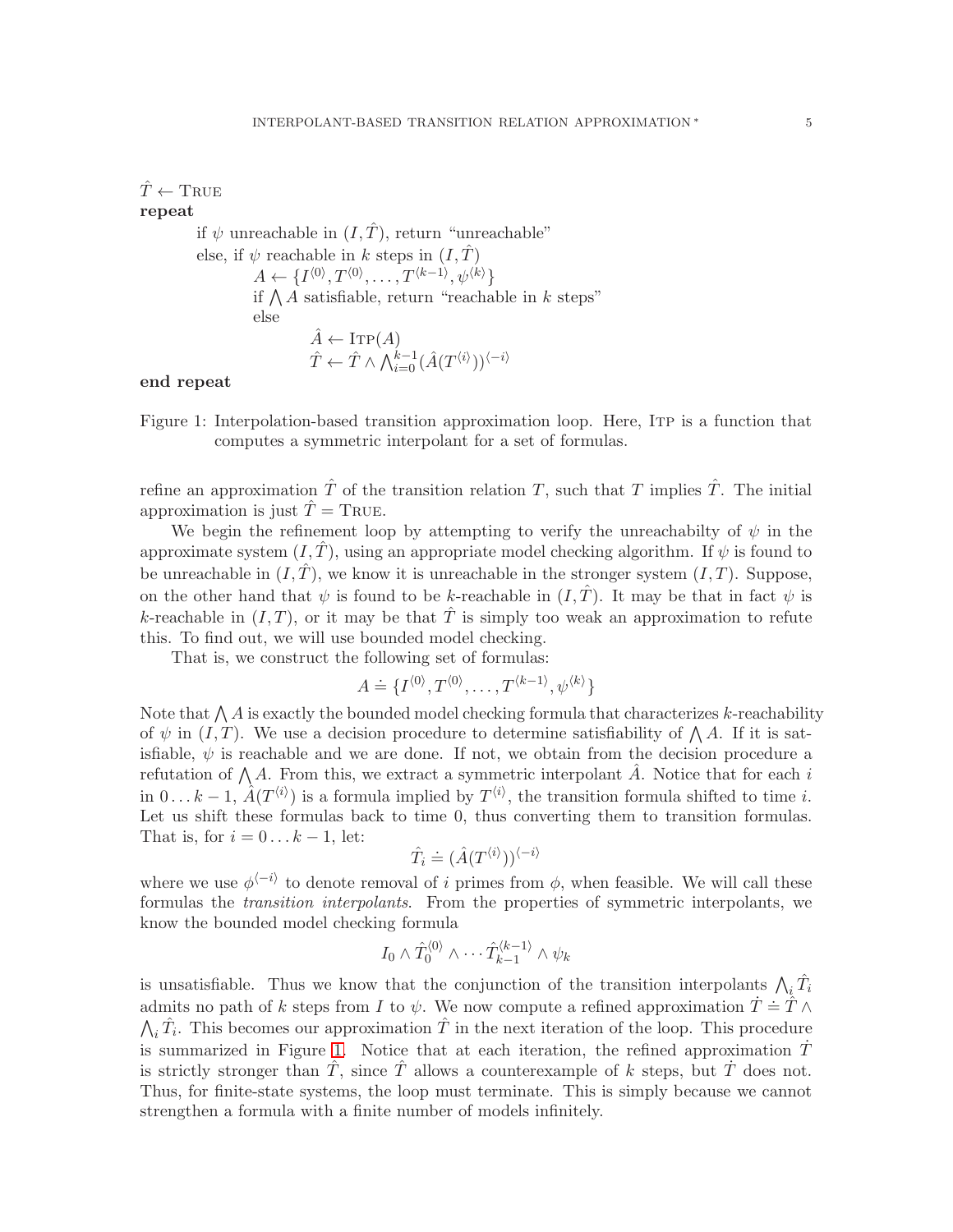$\hat{T} \leftarrow$ TRUE
**repeat**

if $\psi$ unreachable in $(I, \hat{T})$, return "unreachable"
else, if $\psi$ reachable in $k$ steps in $(I, \hat{T})$
$A \leftarrow \{I^{\langle 0 \rangle}, T^{\langle 0 \rangle}, \ldots, T^{\langle k-1 \rangle}, \psi^{\langle k \rangle}\}$
if $\bigwedge A$ satisfiable, return "reachable in $k$ steps"
else
$\hat{A} \leftarrow$ ITP$(A)$
$\hat{T} \leftarrow \hat{T} \wedge \bigwedge_{i=0}^{k-1} (\hat{A}(T^{\langle i \rangle}))^{\langle -i \rangle}$

**end repeat**

Figure 1: Interpolation-based transition approximation loop. Here, ITP is a function that computes a symmetric interpolant for a set of formulas.

refine an approximation $\hat{T}$ of the transition relation $T$, such that $T$ implies $\hat{T}$. The initial approximation is just $\hat{T} =$ TRUE.

We begin the refinement loop by attempting to verify the unreachabilty of $\psi$ in the approximate system $(I, \hat{T})$, using an appropriate model checking algorithm. If $\psi$ is found to be unreachable in $(I, \hat{T})$, we know it is unreachable in the stronger system $(I, T)$. Suppose, on the other hand that $\psi$ is found to be $k$-reachable in $(I, \hat{T})$. It may be that in fact $\psi$ is $k$-reachable in $(I, T)$, or it may be that $\hat{T}$ is simply too weak an approximation to refute this. To find out, we will use bounded model checking.

That is, we construct the following set of formulas:

$$A \doteq \{I^{\langle 0 \rangle}, T^{\langle 0 \rangle}, \ldots, T^{\langle k-1 \rangle}, \psi^{\langle k \rangle}\}$$

Note that $\bigwedge A$ is exactly the bounded model checking formula that characterizes $k$-reachability of $\psi$ in $(I, T)$. We use a decision procedure to determine satisfiability of $\bigwedge A$. If it is satisfiable, $\psi$ is reachable and we are done. If not, we obtain from the decision procedure a refutation of $\bigwedge A$. From this, we extract a symmetric interpolant $\hat{A}$. Notice that for each $i$ in $0 \ldots k-1$, $\hat{A}(T^{\langle i \rangle})$ is a formula implied by $T^{\langle i \rangle}$, the transition formula shifted to time $i$. Let us shift these formulas back to time 0, thus converting them to transition formulas. That is, for $i = 0 \ldots k-1$, let:

$$\hat{T}_i \doteq (\hat{A}(T^{\langle i \rangle}))^{\langle -i \rangle}$$

where we use $\phi^{\langle -i \rangle}$ to denote removal of $i$ primes from $\phi$, when feasible. We will call these formulas the *transition interpolants*. From the properties of symmetric interpolants, we know the bounded model checking formula

$$I_0 \wedge \hat{T}_0^{\langle 0 \rangle} \wedge \cdots \hat{T}_{k-1}^{\langle k-1 \rangle} \wedge \psi_k$$

is unsatisfiable. Thus we know that the conjunction of the transition interpolants $\bigwedge_i \hat{T}_i$ admits no path of $k$ steps from $I$ to $\psi$. We now compute a refined approximation $\dot{T} \doteq \hat{T} \wedge \bigwedge_i \hat{T}_i$. This becomes our approximation $\hat{T}$ in the next iteration of the loop. This procedure is summarized in Figure 1. Notice that at each iteration, the refined approximation $\dot{T}$ is strictly stronger than $\hat{T}$, since $\hat{T}$ allows a counterexample of $k$ steps, but $\dot{T}$ does not. Thus, for finite-state systems, the loop must terminate. This is simply because we cannot strengthen a formula with a finite number of models infinitely.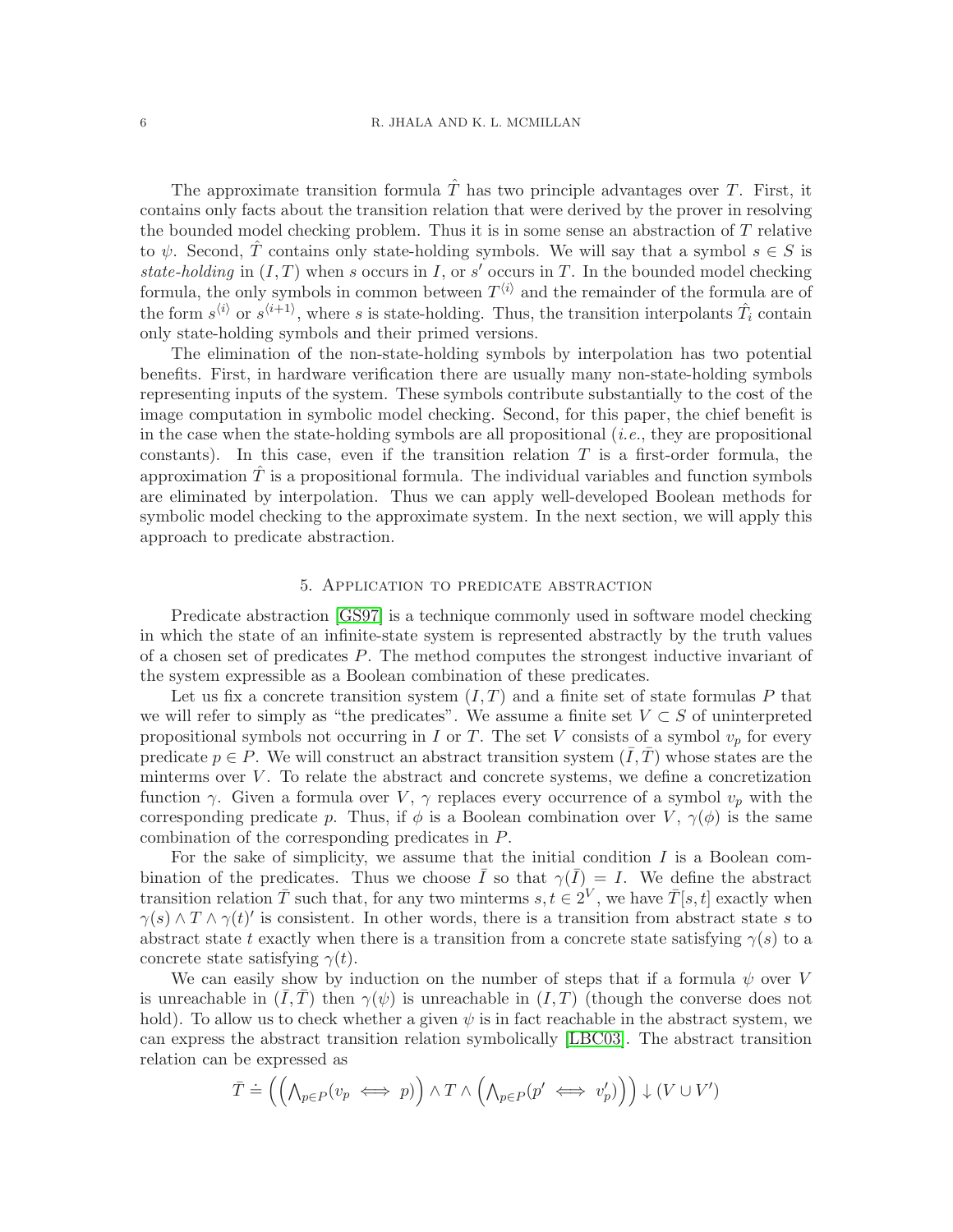The approximate transition formula $\hat{T}$ has two principle advantages over $T$. First, it contains only facts about the transition relation that were derived by the prover in resolving the bounded model checking problem. Thus it is in some sense an abstraction of $T$ relative to $\psi$. Second, $\hat{T}$ contains only state-holding symbols. We will say that a symbol $s \in S$ is *state-holding* in $(I, T)$ when $s$ occurs in $I$, or $s'$ occurs in $T$. In the bounded model checking formula, the only symbols in common between $T^{\langle i \rangle}$ and the remainder of the formula are of the form $s^{\langle i \rangle}$ or $s^{\langle i+1 \rangle}$, where $s$ is state-holding. Thus, the transition interpolants $\hat{T}_i$ contain only state-holding symbols and their primed versions.

The elimination of the non-state-holding symbols by interpolation has two potential benefits. First, in hardware verification there are usually many non-state-holding symbols representing inputs of the system. These symbols contribute substantially to the cost of the image computation in symbolic model checking. Second, for this paper, the chief benefit is in the case when the state-holding symbols are all propositional (*i.e.*, they are propositional constants). In this case, even if the transition relation $T$ is a first-order formula, the approximation $\hat{T}$ is a propositional formula. The individual variables and function symbols are eliminated by interpolation. Thus we can apply well-developed Boolean methods for symbolic model checking to the approximate system. In the next section, we will apply this approach to predicate abstraction.

## 5. Application to predicate abstraction

Predicate abstraction [GS97] is a technique commonly used in software model checking in which the state of an infinite-state system is represented abstractly by the truth values of a chosen set of predicates $P$. The method computes the strongest inductive invariant of the system expressible as a Boolean combination of these predicates.

Let us fix a concrete transition system $(I, T)$ and a finite set of state formulas $P$ that we will refer to as simply as "the predicates". We assume a finite set $V \subset S$ of uninterpreted propositional symbols not occurring in $I$ or $T$. The set $V$ consists of a symbol $v_p$ for every predicate $p \in P$. We will construct an abstract transition system $(\bar{I}, \bar{T})$ whose states are the minterms over $V$. To relate the abstract and concrete systems, we define a concretization function $\gamma$. Given a formula over $V$, $\gamma$ replaces every occurrence of a symbol $v_p$ with the corresponding predicate $p$. Thus, if $\phi$ is a Boolean combination over $V$, $\gamma(\phi)$ is the same combination of the corresponding predicates in $P$.

For the sake of simplicity, we assume that the initial condition $I$ is a Boolean combination of the predicates. Thus we choose $\bar{I}$ so that $\gamma(\bar{I}) = I$. We define the abstract transition relation $\bar{T}$ such that, for any two minterms $s, t \in 2^V$, we have $\bar{T}[s, t]$ exactly when $\gamma(s) \wedge T \wedge \gamma(t)'$ is consistent. In other words, there is a transition from abstract state $s$ to abstract state $t$ exactly when there is a transition from a concrete state satisfying $\gamma(s)$ to a concrete state satisfying $\gamma(t)$.

We can easily show by induction on the number of steps that if a formula $\psi$ over $V$ is unreachable in $(\bar{I}, \bar{T})$ then $\gamma(\psi)$ is unreachable in $(I, T)$ (though the converse does not hold). To allow us to check whether a given $\psi$ is in fact reachable in the abstract system, we can express the abstract transition relation symbolically [LBC03]. The abstract transition relation can be expressed as

$$\bar{T} \doteq \left( \left( \bigwedge_{p \in P} (v_p \iff p) \right) \wedge T \wedge \left( \bigwedge_{p \in P} (p' \iff v'_p) \right) \right) \downarrow (V \cup V')$$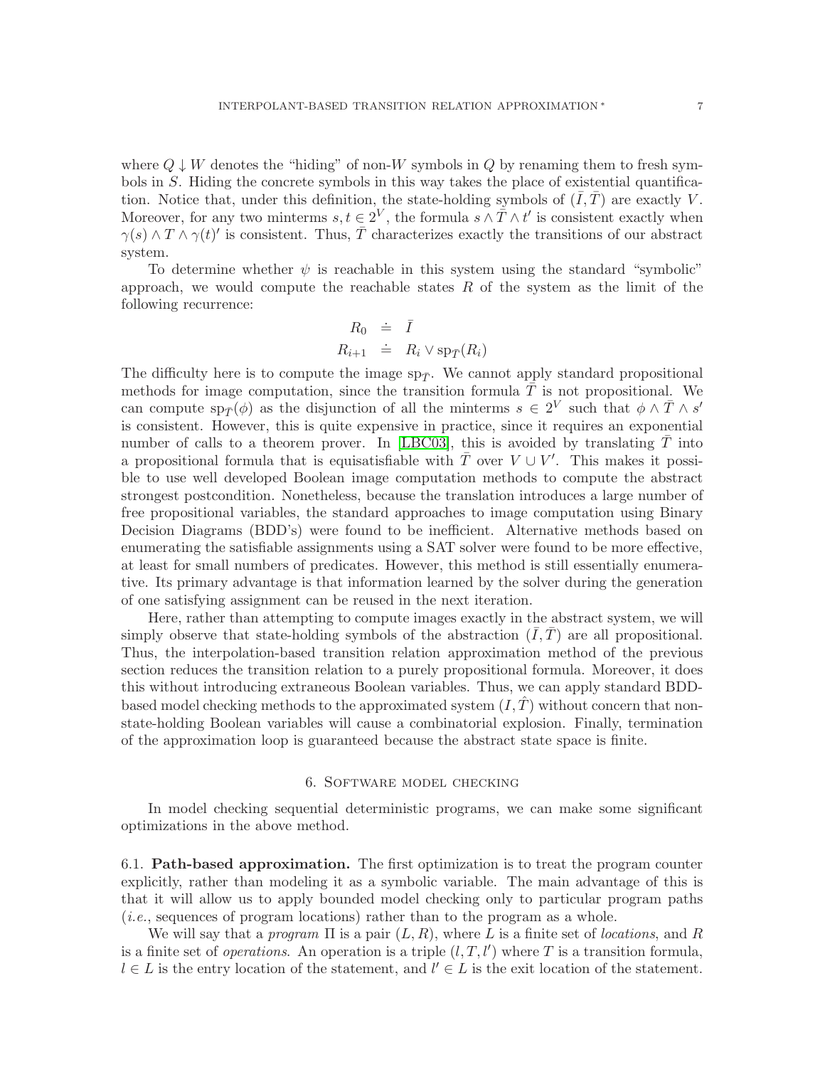where $Q \downarrow W$ denotes the "hiding" of non-$W$ symbols in $Q$ by renaming them to fresh symbols in $S$. Hiding the concrete symbols in this way takes the place of existential quantification. Notice that, under this definition, the state-holding symbols of $(\bar{I}, \bar{T})$ are exactly $V$. Moreover, for any two minterms $s, t \in 2^V$, the formula $s \wedge \bar{T} \wedge t'$ is consistent exactly when $\gamma(s) \wedge T \wedge \gamma(t)'$ is consistent. Thus, $\bar{T}$ characterizes exactly the transitions of our abstract system.

To determine whether $\psi$ is reachable in this system using the standard "symbolic" approach, we would compute the reachable states $R$ of the system as the limit of the following recurrence:

$$
\begin{aligned}
R_0 &\doteq \bar{I} \\
R_{i+1} &\doteq R_i \vee \mathrm{sp}_{\bar{T}}(R_i)
\end{aligned}
$$

The difficulty here is to compute the image $\mathrm{sp}_{\bar{T}}$. We cannot apply standard propositional methods for image computation, since the transition formula $\bar{T}$ is not propositional. We can compute $\mathrm{sp}_{\bar{T}}(\phi)$ as the disjunction of all the minterms $s \in 2^V$ such that $\phi \wedge \bar{T} \wedge s'$ is consistent. However, this is quite expensive in practice, since it requires an exponential number of calls to a theorem prover. In [LBC03], this is avoided by translating $\bar{T}$ into a propositional formula that is equisatisfiable with $\bar{T}$ over $V \cup V'$. This makes it possible to use well developed Boolean image computation methods to compute the abstract strongest postcondition. Nonetheless, because the translation introduces a large number of free propositional variables, the standard approaches to image computation using Binary Decision Diagrams (BDD's) were found to be inefficient. Alternative methods based on enumerating the satisfiable assignments using a SAT solver were found to be more effective, at least for small numbers of predicates. However, this method is still essentially enumerative. Its primary advantage is that information learned by the solver during the generation of one satisfying assignment can be reused in the next iteration.

Here, rather than attempting to compute images exactly in the abstract system, we will simply observe that state-holding symbols of the abstraction $(\bar{I}, \bar{T})$ are all propositional. Thus, the interpolation-based transition relation approximation method of the previous section reduces the transition relation to a purely propositional formula. Moreover, it does this without introducing extraneous Boolean variables. Thus, we can apply standard BDD-based model checking methods to the approximated system $(I, \hat{T})$ without concern that non-state-holding Boolean variables will cause a combinatorial explosion. Finally, termination of the approximation loop is guaranteed because the abstract state space is finite.

## 6. Software model checking

In model checking sequential deterministic programs, we can make some significant optimizations in the above method.

**6.1. Path-based approximation.** The first optimization is to treat the program counter explicitly, rather than modeling it as a symbolic variable. The main advantage of this is that it will allow us to apply bounded model checking only to particular program paths (*i.e.*, sequences of program locations) rather than to the program as a whole.

We will say that a *program* $\Pi$ is a pair $(L, R)$, where $L$ is a finite set of *locations*, and $R$ is a finite set of *operations*. An operation is a triple $(l, T, l')$ where $T$ is a transition formula, $l \in L$ is the entry location of the statement, and $l' \in L$ is the exit location of the statement.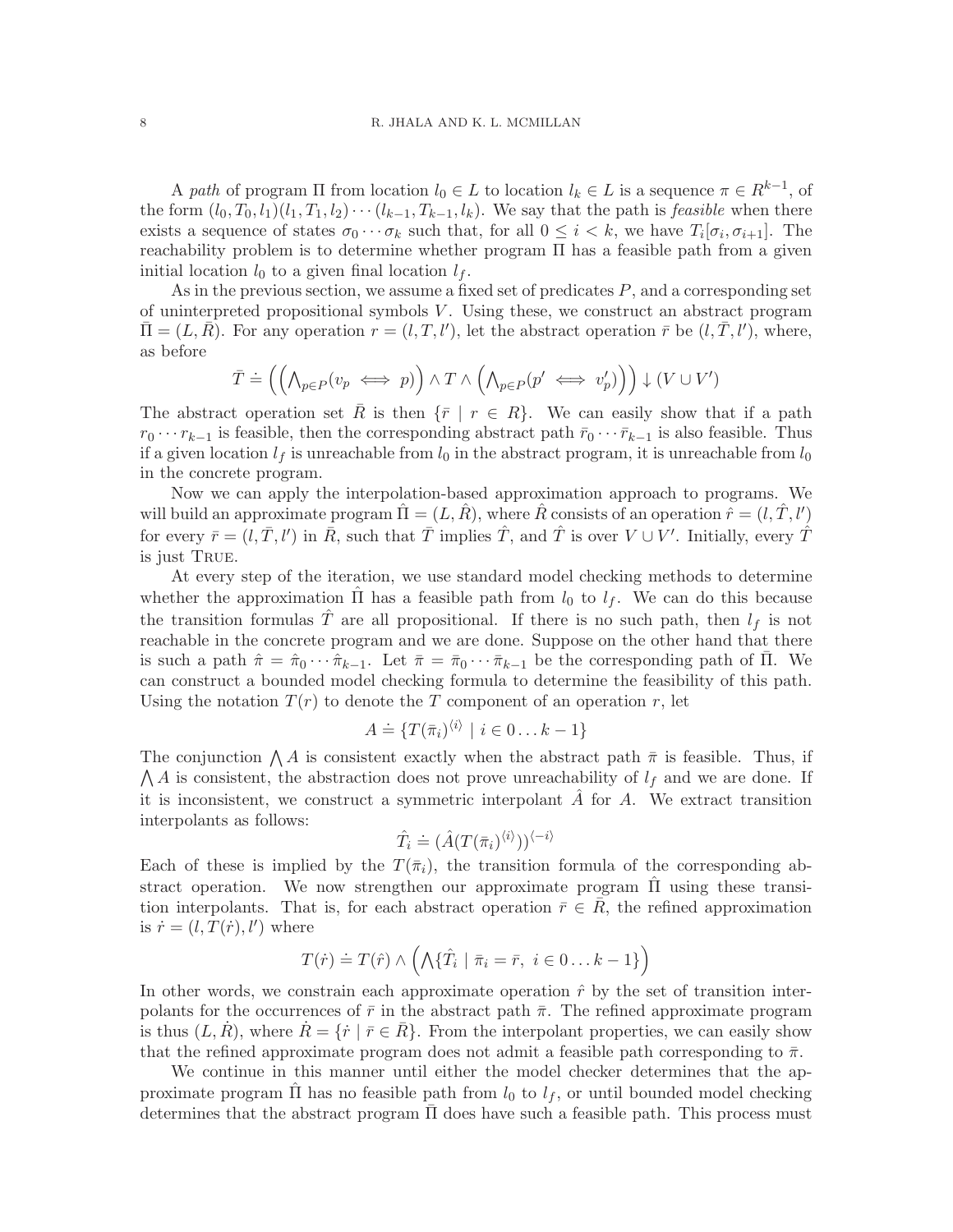A *path* of program $\Pi$ from location $l_0 \in L$ to location $l_k \in L$ is a sequence $\pi \in R^{k-1}$, of the form $(l_0, T_0, l_1)(l_1, T_1, l_2) \cdots (l_{k-1}, T_{k-1}, l_k)$. We say that the path is *feasible* when there exists a sequence of states $\sigma_0 \cdots \sigma_k$ such that, for all $0 \leq i < k$, we have $T_i[\sigma_i, \sigma_{i+1}]$. The reachability problem is to determine whether program $\Pi$ has a feasible path from a given initial location $l_0$ to a given final location $l_f$.

As in the previous section, we assume a fixed set of predicates $P$, and a corresponding set of uninterpreted propositional symbols $V$. Using these, we construct an abstract program $\bar{\Pi} = (L, \bar{R})$. For any operation $r = (l, T, l')$, let the abstract operation $\bar{r}$ be $(l, \bar{T}, l')$, where, as before

$$\bar{T} \doteq \left( \left( \bigwedge_{p \in P} (v_p \iff p) \right) \wedge T \wedge \left( \bigwedge_{p \in P} (p' \iff v'_p) \right) \right) \downarrow (V \cup V')$$

The abstract operation set $\bar{R}$ is then $\{\bar{r} \mid r \in R\}$. We can easily show that if a path $r_0 \cdots r_{k-1}$ is feasible, then the corresponding abstract path $\bar{r}_0 \cdots \bar{r}_{k-1}$ is also feasible. Thus if a given location $l_f$ is unreachable from $l_0$ in the abstract program, it is unreachable from $l_0$ in the concrete program.

Now we can apply the interpolation-based approximation approach to programs. We will build an approximate program $\hat{\Pi} = (L, \hat{R})$, where $\hat{R}$ consists of an operation $\hat{r} = (l, \hat{T}, l')$ for every $\bar{r} = (l, \bar{T}, l')$ in $\bar{R}$, such that $\bar{T}$ implies $\hat{T}$, and $\hat{T}$ is over $V \cup V'$. Initially, every $\hat{T}$ is just True.

At every step of the iteration, we use standard model checking methods to determine whether the approximation $\hat{\Pi}$ has a feasible path from $l_0$ to $l_f$. We can do this because the transition formulas $\hat{T}$ are all propositional. If there is no such path, then $l_f$ is not reachable in the concrete program and we are done. Suppose on the other hand that there is such a path $\hat{\pi} = \hat{\pi}_0 \cdots \hat{\pi}_{k-1}$. Let $\bar{\pi} = \bar{\pi}_0 \cdots \bar{\pi}_{k-1}$ be the corresponding path of $\bar{\Pi}$. We can construct a bounded model checking formula to determine the feasibility of this path. Using the notation $T(r)$ to denote the $T$ component of an operation $r$, let

$$A \doteq \{T(\bar{\pi}_i)^{\langle i \rangle} \mid i \in 0 \ldots k-1\}$$

The conjunction $\bigwedge A$ is consistent exactly when the abstract path $\bar{\pi}$ is feasible. Thus, if $\bigwedge A$ is consistent, the abstraction does not prove unreachability of $l_f$ and we are done. If it is inconsistent, we construct a symmetric interpolant $\hat{A}$ for $A$. We extract transition interpolants as follows:

$$\hat{T}_i \doteq (\hat{A}(T(\bar{\pi}_i)^{\langle i \rangle}))^{\langle -i \rangle}$$

Each of these is implied by the $T(\bar{\pi}_i)$, the transition formula of the corresponding abstract operation. We now strengthen our approximate program $\hat{\Pi}$ using these transition interpolants. That is, for each abstract operation $\bar{r} \in \bar{R}$, the refined approximation is $\dot{r} = (l, T(\dot{r}), l')$ where

$$T(\dot{r}) \doteq T(\hat{r}) \wedge \left( \bigwedge \{\hat{T}_i \mid \bar{\pi}_i = \bar{r},\ i \in 0 \ldots k-1\} \right)$$

In other words, we constrain each approximate operation $\hat{r}$ by the set of transition interpolants for the occurrences of $\bar{r}$ in the abstract path $\bar{\pi}$. The refined approximate program is thus $(L, \dot{R})$, where $\dot{R} = \{\dot{r} \mid \bar{r} \in \bar{R}\}$. From the interpolant properties, we can easily show that the refined approximate program does not admit a feasible path corresponding to $\bar{\pi}$.

We continue in this manner until either the model checker determines that the approximate program $\hat{\Pi}$ has no feasible path from $l_0$ to $l_f$, or until bounded model checking determines that the abstract program $\bar{\Pi}$ does have such a feasible path. This process must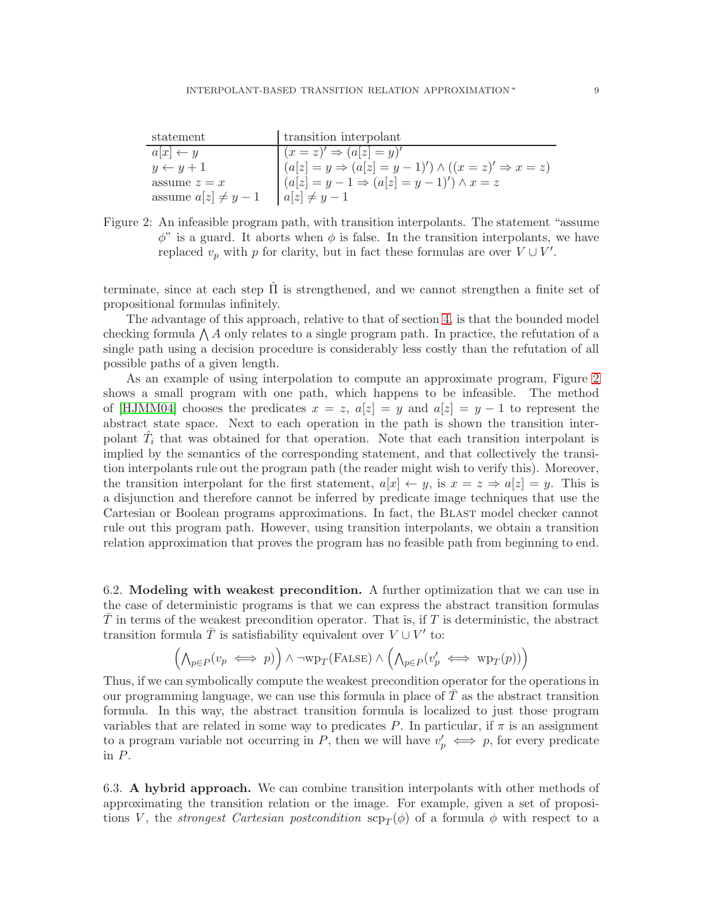| statement | transition interpolant |
|---|---|
| $a[x] \leftarrow y$ | $(x = z)' \Rightarrow (a[z] = y)'$ |
| $y \leftarrow y + 1$ | $(a[z] = y \Rightarrow (a[z] = y - 1)') \wedge ((x = z)' \Rightarrow x = z)$ |
| assume $z = x$ | $(a[z] = y - 1 \Rightarrow (a[z] = y - 1)') \wedge x = z$ |
| assume $a[z] \neq y - 1$ | $a[z] \neq y - 1$ |

Figure 2: An infeasible program path, with transition interpolants. The statement "assume $\phi$" is a guard. It aborts when $\phi$ is false. In the transition interpolants, we have replaced $v_p$ with $p$ for clarity, but in fact these formulas are over $V \cup V'$.

terminate, since at each step $\hat{\Pi}$ is strengthened, and we cannot strengthen a finite set of propositional formulas infinitely.

The advantage of this approach, relative to that of section 4, is that the bounded model checking formula $\bigwedge A$ only relates to a single program path. In practice, the refutation of a single path using a decision procedure is considerably less costly than the refutation of all possible paths of a given length.

As an example of using interpolation to compute an approximate program, Figure 2 shows a small program with one path, which happens to be infeasible. The method of [HJMM04] chooses the predicates $x = z$, $a[z] = y$ and $a[z] = y - 1$ to represent the abstract state space. Next to each operation in the path is shown the transition interpolant $\hat{T}_i$ that was obtained for that operation. Note that each transition interpolant is implied by the semantics of the corresponding statement, and that collectively the transition interpolants rule out the program path (the reader might wish to verify this). Moreover, the transition interpolant for the first statement, $a[x] \leftarrow y$, is $x = z \Rightarrow a[z] = y$. This is a disjunction and therefore cannot be inferred by predicate image techniques that use the Cartesian or Boolean programs approximations. In fact, the Blast model checker cannot rule out this program path. However, using transition interpolants, we obtain a transition relation approximation that proves the program has no feasible path from beginning to end.

6.2. **Modeling with weakest precondition.** A further optimization that we can use in the case of deterministic programs is that we can express the abstract transition formulas $\bar{T}$ in terms of the weakest precondition operator. That is, if $T$ is deterministic, the abstract transition formula $\bar{T}$ is satisfiability equivalent over $V \cup V'$ to:

$$\left(\bigwedge_{p \in P}(v_p \iff p)\right) \wedge \neg \text{wp}_T(\text{False}) \wedge \left(\bigwedge_{p \in P}(v'_p \iff \text{wp}_T(p))\right)$$

Thus, if we can symbolically compute the weakest precondition operator for the operations in our programming language, we can use this formula in place of $\bar{T}$ as the abstract transition formula. In this way, the abstract transition formula is localized to just those program variables that are related in some way to predicates $P$. In particular, if $\pi$ is an assignment to a program variable not occurring in $P$, then we will have $v'_p \iff p$, for every predicate in $P$.

6.3. **A hybrid approach.** We can combine transition interpolants with other methods of approximating the transition relation or the image. For example, given a set of propositions $V$, the *strongest Cartesian postcondition* $\text{scp}_T(\phi)$ of a formula $\phi$ with respect to a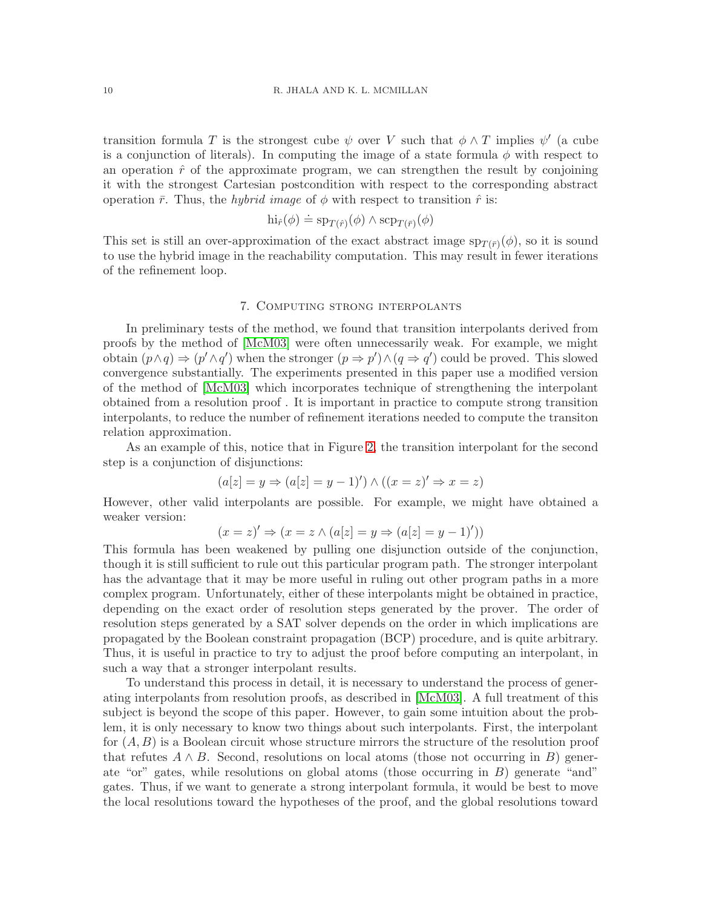transition formula $T$ is the strongest cube $\psi$ over $V$ such that $\phi \wedge T$ implies $\psi'$ (a cube is a conjunction of literals). In computing the image of a state formula $\phi$ with respect to an operation $\hat{r}$ of the approximate program, we can strengthen the result by conjoining it with the strongest Cartesian postcondition with respect to the corresponding abstract operation $\bar{r}$. Thus, the *hybrid image* of $\phi$ with respect to transition $\hat{r}$ is:

$$\mathrm{hi}_{\hat{r}}(\phi) \doteq \mathrm{sp}_{T(\hat{r})}(\phi) \wedge \mathrm{scp}_{T(\bar{r})}(\phi)$$

This set is still an over-approximation of the exact abstract image $\mathrm{sp}_{T(\bar{r})}(\phi)$, so it is sound to use the hybrid image in the reachability computation. This may result in fewer iterations of the refinement loop.

## 7. Computing strong interpolants

In preliminary tests of the method, we found that transition interpolants derived from proofs by the method of [McM03] were often unnecessarily weak. For example, we might obtain $(p \wedge q) \Rightarrow (p' \wedge q')$ when the stronger $(p \Rightarrow p') \wedge (q \Rightarrow q')$ could be proved. This slowed convergence substantially. The experiments presented in this paper use a modified version of the method of [McM03] which incorporates technique of strengthening the interpolant obtained from a resolution proof . It is important in practice to compute strong transition interpolants, to reduce the number of refinement iterations needed to compute the transiton relation approximation.

As an example of this, notice that in Figure 2, the transition interpolant for the second step is a conjunction of disjunctions:

$$(a[z] = y \Rightarrow (a[z] = y - 1)') \wedge ((x = z)' \Rightarrow x = z)$$

However, other valid interpolants are possible. For example, we might have obtained a weaker version:

$$(x = z)' \Rightarrow (x = z \wedge (a[z] = y \Rightarrow (a[z] = y - 1)'))$$

This formula has been weakened by pulling one disjunction outside of the conjunction, though it is still sufficient to rule out this particular program path. The stronger interpolant has the advantage that it may be more useful in ruling out other program paths in a more complex program. Unfortunately, either of these interpolants might be obtained in practice, depending on the exact order of resolution steps generated by the prover. The order of resolution steps generated by a SAT solver depends on the order in which implications are propagated by the Boolean constraint propagation (BCP) procedure, and is quite arbitrary. Thus, it is useful in practice to try to adjust the proof before computing an interpolant, in such a way that a stronger interpolant results.

To understand this process in detail, it is necessary to understand the process of generating interpolants from resolution proofs, as described in [McM03]. A full treatment of this subject is beyond the scope of this paper. However, to gain some intuition about the problem, it is only necessary to know two things about such interpolants. First, the interpolant for $(A, B)$ is a Boolean circuit whose structure mirrors the structure of the resolution proof that refutes $A \wedge B$. Second, resolutions on local atoms (those not occurring in $B$) generate "or" gates, while resolutions on global atoms (those occurring in $B$) generate "and" gates. Thus, if we want to generate a strong interpolant formula, it would be best to move the local resolutions toward the hypotheses of the proof, and the global resolutions toward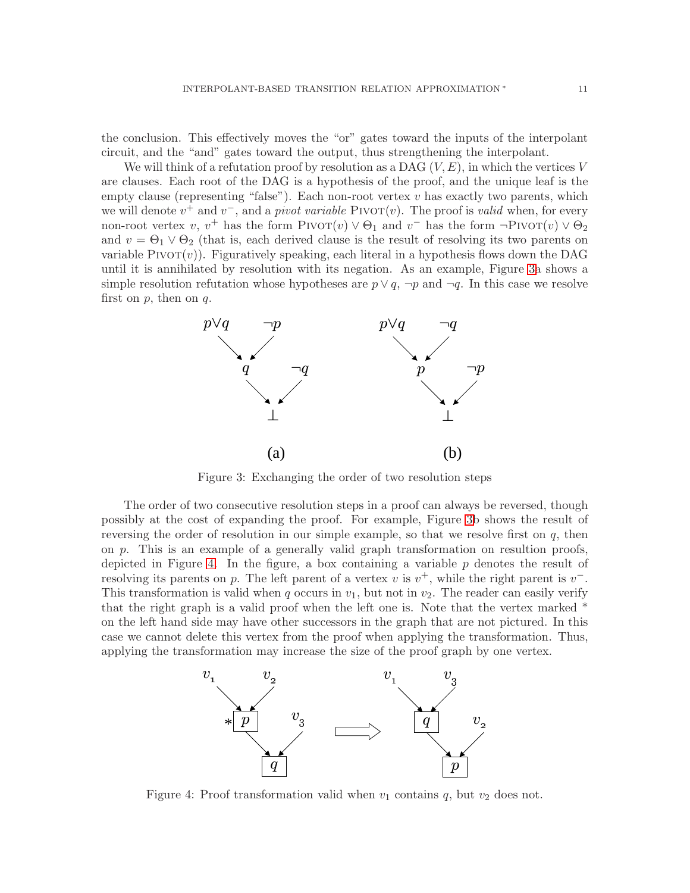the conclusion. This effectively moves the “or” gates toward the inputs of the interpolant circuit, and the “and” gates toward the output, thus strengthening the interpolant.

We will think of a refutation proof by resolution as a DAG $(V, E)$, in which the vertices $V$ are clauses. Each root of the DAG is a hypothesis of the proof, and the unique leaf is the empty clause (representing “false”). Each non-root vertex $v$ has exactly two parents, which we will denote $v^+$ and $v^-$, and a *pivot variable* $\text{PIVOT}(v)$. The proof is *valid* when, for every non-root vertex $v$, $v^+$ has the form $\text{PIVOT}(v) \vee \Theta_1$ and $v^-$ has the form $\neg\text{PIVOT}(v) \vee \Theta_2$ and $v = \Theta_1 \vee \Theta_2$ (that is, each derived clause is the result of resolving its two parents on variable $\text{PIVOT}(v)$). Figuratively speaking, each literal in a hypothesis flows down the DAG until it is annihilated by resolution with its negation. As an example, Figure 3a shows a simple resolution refutation whose hypotheses are $p \vee q$, $\neg p$ and $\neg q$. In this case we resolve first on $p$, then on $q$.

Figure 3: Exchanging the order of two resolution steps

The order of two consecutive resolution steps in a proof can always be reversed, though possibly at the cost of expanding the proof. For example, Figure 3b shows the result of reversing the order of resolution in our simple example, so that we resolve first on $q$, then on $p$. This is an example of a generally valid graph transformation on resultion proofs, depicted in Figure 4. In the figure, a box containing a variable $p$ denotes the result of resolving its parents on $p$. The left parent of a vertex $v$ is $v^+$, while the right parent is $v^-$. This transformation is valid when $q$ occurs in $v_1$, but not in $v_2$. The reader can easily verify that the right graph is a valid proof when the left one is. Note that the vertex marked * on the left hand side may have other successors in the graph that are not pictured. In this case we cannot delete this vertex from the proof when applying the transformation. Thus, applying the transformation may increase the size of the proof graph by one vertex.

Figure 4: Proof transformation valid when $v_1$ contains $q$, but $v_2$ does not.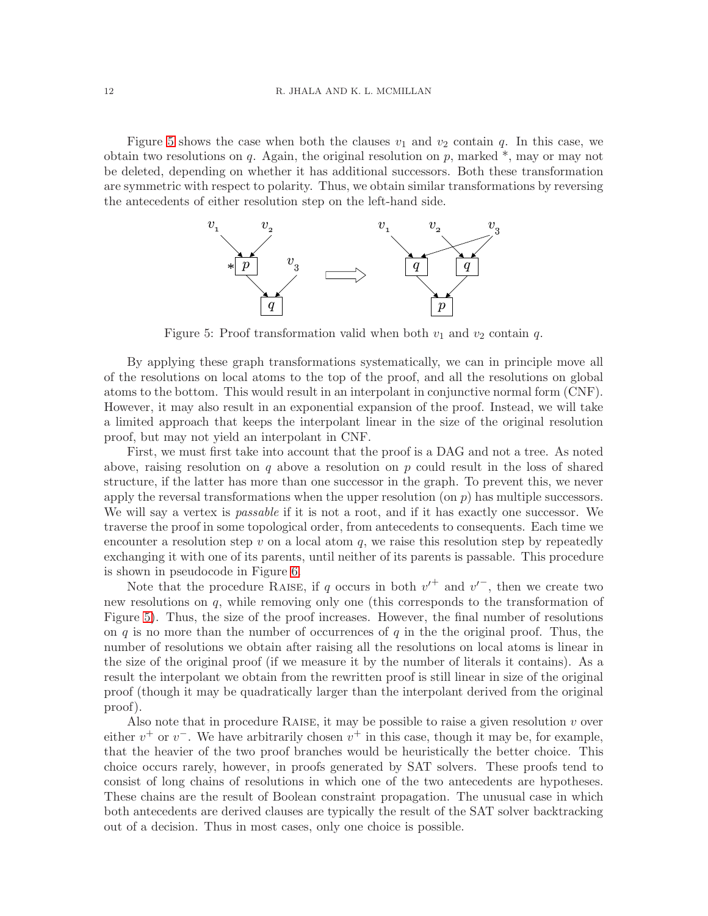Figure 5 shows the case when both the clauses $v_1$ and $v_2$ contain $q$. In this case, we obtain two resolutions on $q$. Again, the original resolution on $p$, marked *, may or may not be deleted, depending on whether it has additional successors. Both these transformation are symmetric with respect to polarity. Thus, we obtain similar transformations by reversing the antecedents of either resolution step on the left-hand side.

Figure 5: Proof transformation valid when both $v_1$ and $v_2$ contain $q$.

By applying these graph transformations systematically, we can in principle move all of the resolutions on local atoms to the top of the proof, and all the resolutions on global atoms to the bottom. This would result in an interpolant in conjunctive normal form (CNF). However, it may also result in an exponential expansion of the proof. Instead, we will take a limited approach that keeps the interpolant linear in the size of the original resolution proof, but may not yield an interpolant in CNF.

First, we must first take into account that the proof is a DAG and not a tree. As noted above, raising resolution on $q$ above a resolution on $p$ could result in the loss of shared structure, if the latter has more than one successor in the graph. To prevent this, we never apply the reversal transformations when the upper resolution (on $p$) has multiple successors. We will say a vertex is *passable* if it is not a root, and if it has exactly one successor. We traverse the proof in some topological order, from antecedents to consequents. Each time we encounter a resolution step $v$ on a local atom $q$, we raise this resolution step by repeatedly exchanging it with one of its parents, until neither of its parents is passable. This procedure is shown in pseudocode in Figure 6.

Note that the procedure Raise, if $q$ occurs in both $v'^{+}$ and $v'^{-}$, then we create two new resolutions on $q$, while removing only one (this corresponds to the transformation of Figure 5). Thus, the size of the proof increases. However, the final number of resolutions on $q$ is no more than the number of occurrences of $q$ in the the original proof. Thus, the number of resolutions we obtain after raising all the resolutions on local atoms is linear in the size of the original proof (if we measure it by the number of literals it contains). As a result the interpolant we obtain from the rewritten proof is still linear in size of the original proof (though it may be quadratically larger than the interpolant derived from the original proof).

Also note that in procedure Raise, it may be possible to raise a given resolution $v$ over either $v^+$ or $v^-$. We have arbitrarily chosen $v^+$ in this case, though it may be, for example, that the heavier of the two proof branches would be heuristically the better choice. This choice occurs rarely, however, in proofs generated by SAT solvers. These proofs tend to consist of long chains of resolutions in which one of the two antecedents are hypotheses. These chains are the result of Boolean constraint propagation. The unusual case in which both antecedents are derived clauses are typically the result of the SAT solver backtracking out of a decision. Thus in most cases, only one choice is possible.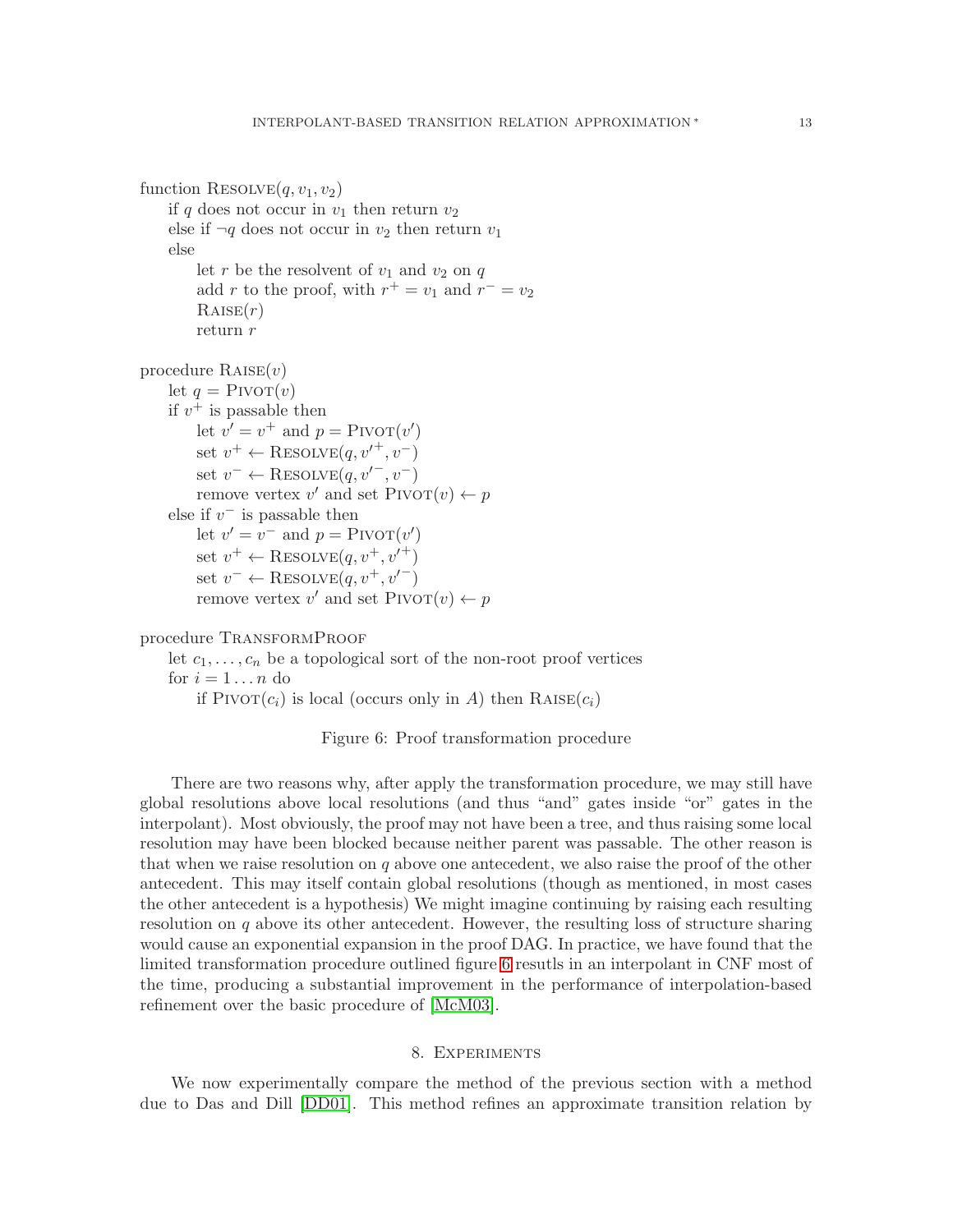```
function RESOLVE(q, v1, v2)
    if q does not occur in v1 then return v2
    else if ¬q does not occur in v2 then return v1
    else
        let r be the resolvent of v1 and v2 on q
        add r to the proof, with r+ = v1 and r− = v2
        RAISE(r)
        return r

procedure RAISE(v)
    let q = PIVOT(v)
    if v+ is passable then
        let v' = v+ and p = PIVOT(v')
        set v+ ← RESOLVE(q, v'+, v−)
        set v− ← RESOLVE(q, v'−, v−)
        remove vertex v' and set PIVOT(v) ← p
    else if v− is passable then
        let v' = v− and p = PIVOT(v')
        set v+ ← RESOLVE(q, v+, v'+)
        set v− ← RESOLVE(q, v+, v'−)
        remove vertex v' and set PIVOT(v) ← p

procedure TRANSFORMPROOF
    let c1, ..., cn be a topological sort of the non-root proof vertices
    for i = 1 ... n do
        if PIVOT(ci) is local (occurs only in A) then RAISE(ci)
```

Figure 6: Proof transformation procedure

There are two reasons why, after apply the transformation procedure, we may still have global resolutions above local resolutions (and thus "and" gates inside "or" gates in the interpolant). Most obviously, the proof may not have been a tree, and thus raising some local resolution may have been blocked because neither parent was passable. The other reason is that when we raise resolution on $q$ above one antecedent, we also raise the proof of the other antecedent. This may itself contain global resolutions (though as mentioned, in most cases the other antecedent is a hypothesis) We might imagine continuing by raising each resulting resolution on $q$ above its other antecedent. However, the resulting loss of structure sharing would cause an exponential expansion in the proof DAG. In practice, we have found that the limited transformation procedure outlined figure 6 resutls in an interpolant in CNF most of the time, producing a substantial improvement in the performance of interpolation-based refinement over the basic procedure of [McM03].

## 8. Experiments

We now experimentally compare the method of the previous section with a method due to Das and Dill [DD01]. This method refines an approximate transition relation by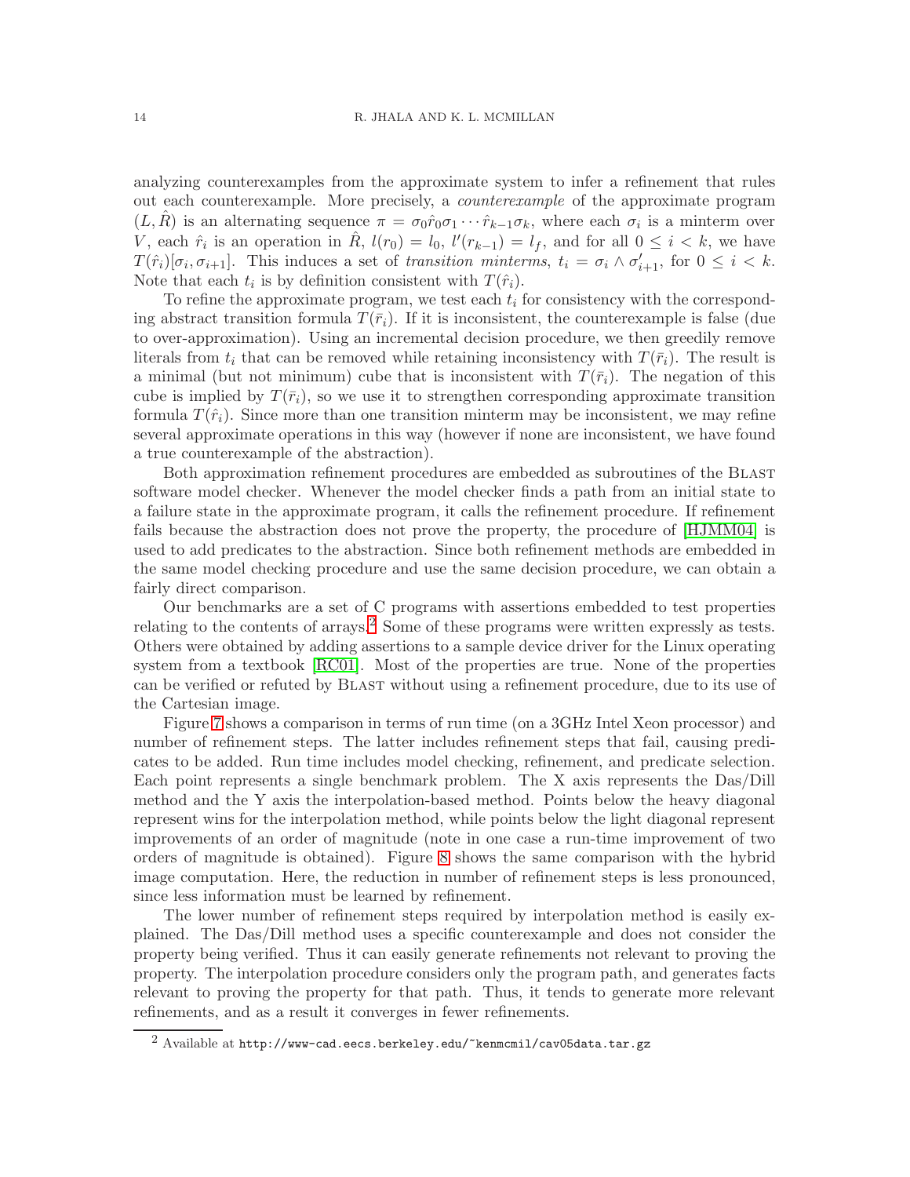analyzing counterexamples from the approximate system to infer a refinement that rules out each counterexample. More precisely, a *counterexample* of the approximate program $(L, \hat{R})$ is an alternating sequence $\pi = \sigma_0 \hat{r}_0 \sigma_1 \cdots \hat{r}_{k-1} \sigma_k$, where each $\sigma_i$ is a minterm over $V$, each $\hat{r}_i$ is an operation in $\hat{R}$, $l(r_0) = l_0$, $l'(r_{k-1}) = l_f$, and for all $0 \leq i < k$, we have $T(\hat{r}_i)[\sigma_i, \sigma_{i+1}]$. This induces a set of *transition minterms*, $t_i = \sigma_i \wedge \sigma'_{i+1}$, for $0 \leq i < k$. Note that each $t_i$ is by definition consistent with $T(\hat{r}_i)$.

To refine the approximate program, we test each $t_i$ for consistency with the corresponding abstract transition formula $T(\bar{r}_i)$. If it is inconsistent, the counterexample is false (due to over-approximation). Using an incremental decision procedure, we then greedily remove literals from $t_i$ that can be removed while retaining inconsistency with $T(\bar{r}_i)$. The result is a minimal (but not minimum) cube that is inconsistent with $T(\bar{r}_i)$. The negation of this cube is implied by $T(\bar{r}_i)$, so we use it to strengthen corresponding approximate transition formula $T(\hat{r}_i)$. Since more than one transition minterm may be inconsistent, we may refine several approximate operations in this way (however if none are inconsistent, we have found a true counterexample of the abstraction).

Both approximation refinement procedures are embedded as subroutines of the BLAST software model checker. Whenever the model checker finds a path from an initial state to a failure state in the approximate program, it calls the refinement procedure. If refinement fails because the abstraction does not prove the property, the procedure of [HJMM04] is used to add predicates to the abstraction. Since both refinement methods are embedded in the same model checking procedure and use the same decision procedure, we can obtain a fairly direct comparison.

Our benchmarks are a set of C programs with assertions embedded to test properties relating to the contents of arrays.[2] Some of these programs were written expressly as tests. Others were obtained by adding assertions to a sample device driver for the Linux operating system from a textbook [RC01]. Most of the properties are true. None of the properties can be verified or refuted by BLAST without using a refinement procedure, due to its use of the Cartesian image.

Figure 7 shows a comparison in terms of run time (on a 3GHz Intel Xeon processor) and number of refinement steps. The latter includes refinement steps that fail, causing predicates to be added. Run time includes model checking, refinement, and predicate selection. Each point represents a single benchmark problem. The X axis represents the Das/Dill method and the Y axis the interpolation-based method. Points below the heavy diagonal represent wins for the interpolation method, while points below the light diagonal represent improvements of an order of magnitude (note in one case a run-time improvement of two orders of magnitude is obtained). Figure 8 shows the same comparison with the hybrid image computation. Here, the reduction in number of refinement steps is less pronounced, since less information must be learned by refinement.

The lower number of refinement steps required by interpolation method is easily explained. The Das/Dill method uses a specific counterexample and does not consider the property being verified. Thus it can easily generate refinements not relevant to proving the property. The interpolation procedure considers only the program path, and generates facts relevant to proving the property for that path. Thus, it tends to generate more relevant refinements, and as a result it converges in fewer refinements.

[2] Available at `http://www-cad.eecs.berkeley.edu/~kenmcmil/cav05data.tar.gz`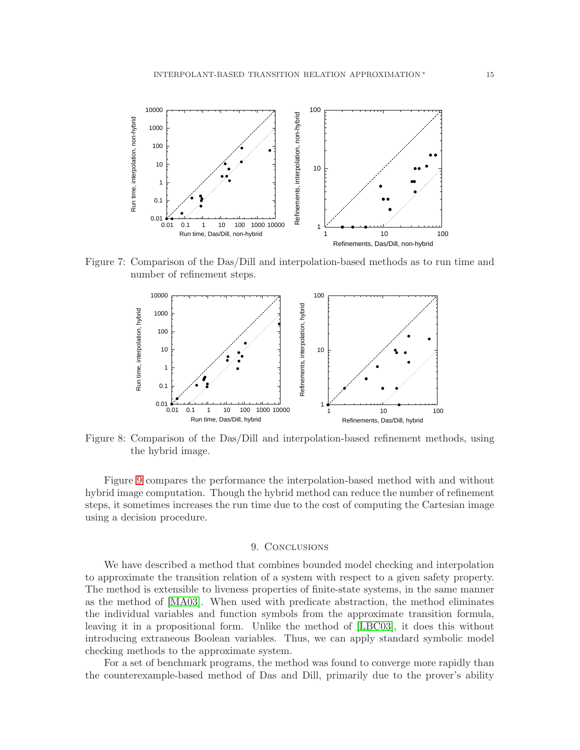Figure 7: Comparison of the Das/Dill and interpolation-based methods as to run time and number of refinement steps.

Figure 8: Comparison of the Das/Dill and interpolation-based refinement methods, using the hybrid image.

Figure 9 compares the performance the interpolation-based method with and without hybrid image computation. Though the hybrid method can reduce the number of refinement steps, it sometimes increases the run time due to the cost of computing the Cartesian image using a decision procedure.

## 9. Conclusions

We have described a method that combines bounded model checking and interpolation to approximate the transition relation of a system with respect to a given safety property. The method is extensible to liveness properties of finite-state systems, in the same manner as the method of [MA03]. When used with predicate abstraction, the method eliminates the individual variables and function symbols from the approximate transition formula, leaving it in a propositional form. Unlike the method of [LBC03], it does this without introducing extraneous Boolean variables. Thus, we can apply standard symbolic model checking methods to the approximate system.

For a set of benchmark programs, the method was found to converge more rapidly than the counterexample-based method of Das and Dill, primarily due to the prover's ability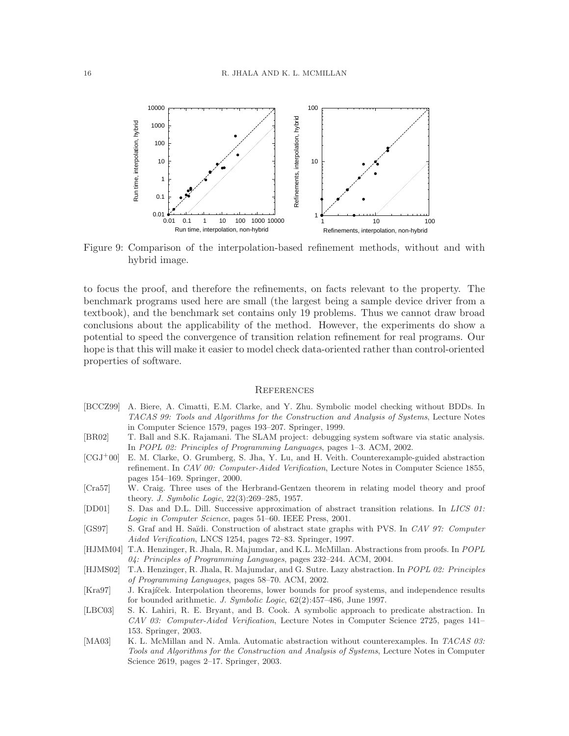Figure 9: Comparison of the interpolation-based refinement methods, without and with hybrid image.

to focus the proof, and therefore the refinements, on facts relevant to the property. The benchmark programs used here are small (the largest being a sample device driver from a textbook), and the benchmark set contains only 19 problems. Thus we cannot draw broad conclusions about the applicability of the method. However, the experiments do show a potential to speed the convergence of transition relation refinement for real programs. Our hope is that this will make it easier to model check data-oriented rather than control-oriented properties of software.

## References

[BCCZ99] A. Biere, A. Cimatti, E.M. Clarke, and Y. Zhu. Symbolic model checking without BDDs. In *TACAS 99: Tools and Algorithms for the Construction and Analysis of Systems*, Lecture Notes in Computer Science 1579, pages 193–207. Springer, 1999.

[BR02] T. Ball and S.K. Rajamani. The SLAM project: debugging system software via static analysis. In *POPL 02: Principles of Programming Languages*, pages 1–3. ACM, 2002.

[CGJ+00] E. M. Clarke, O. Grumberg, S. Jha, Y. Lu, and H. Veith. Counterexample-guided abstraction refinement. In *CAV 00: Computer-Aided Verification*, Lecture Notes in Computer Science 1855, pages 154–169. Springer, 2000.

[Cra57] W. Craig. Three uses of the Herbrand-Gentzen theorem in relating model theory and proof theory. *J. Symbolic Logic*, 22(3):269–285, 1957.

[DD01] S. Das and D.L. Dill. Successive approximation of abstract transition relations. In *LICS 01: Logic in Computer Science*, pages 51–60. IEEE Press, 2001.

[GS97] S. Graf and H. Saïdi. Construction of abstract state graphs with PVS. In *CAV 97: Computer Aided Verification*, LNCS 1254, pages 72–83. Springer, 1997.

[HJMM04] T.A. Henzinger, R. Jhala, R. Majumdar, and K.L. McMillan. Abstractions from proofs. In *POPL 04: Principles of Programming Languages*, pages 232–244. ACM, 2004.

[HJMS02] T.A. Henzinger, R. Jhala, R. Majumdar, and G. Sutre. Lazy abstraction. In *POPL 02: Principles of Programming Languages*, pages 58–70. ACM, 2002.

[Kra97] J. Krajíček. Interpolation theorems, lower bounds for proof systems, and independence results for bounded arithmetic. *J. Symbolic Logic*, 62(2):457–486, June 1997.

[LBC03] S. K. Lahiri, R. E. Bryant, and B. Cook. A symbolic approach to predicate abstraction. In *CAV 03: Computer-Aided Verification*, Lecture Notes in Computer Science 2725, pages 141–153. Springer, 2003.

[MA03] K. L. McMillan and N. Amla. Automatic abstraction without counterexamples. In *TACAS 03: Tools and Algorithms for the Construction and Analysis of Systems*, Lecture Notes in Computer Science 2619, pages 2–17. Springer, 2003.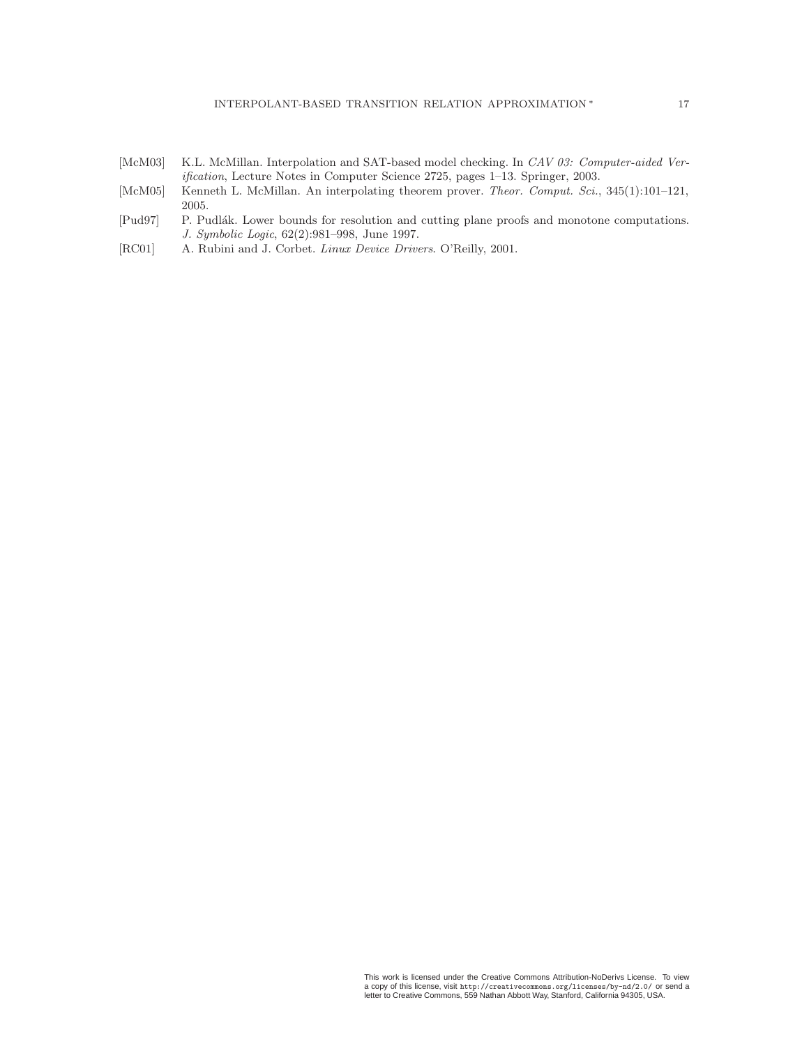[McM03] K.L. McMillan. Interpolation and SAT-based model checking. In *CAV 03: Computer-aided Verification*, Lecture Notes in Computer Science 2725, pages 1–13. Springer, 2003.

[McM05] Kenneth L. McMillan. An interpolating theorem prover. *Theor. Comput. Sci.*, 345(1):101–121, 2005.

[Pud97] P. Pudlák. Lower bounds for resolution and cutting plane proofs and monotone computations. *J. Symbolic Logic*, 62(2):981–998, June 1997.

[RC01] A. Rubini and J. Corbet. *Linux Device Drivers*. O'Reilly, 2001.

This work is licensed under the Creative Commons Attribution-NoDerivs License. To view a copy of this license, visit `http://creativecommons.org/licenses/by-nd/2.0/` or send a letter to Creative Commons, 559 Nathan Abbott Way, Stanford, California 94305, USA.